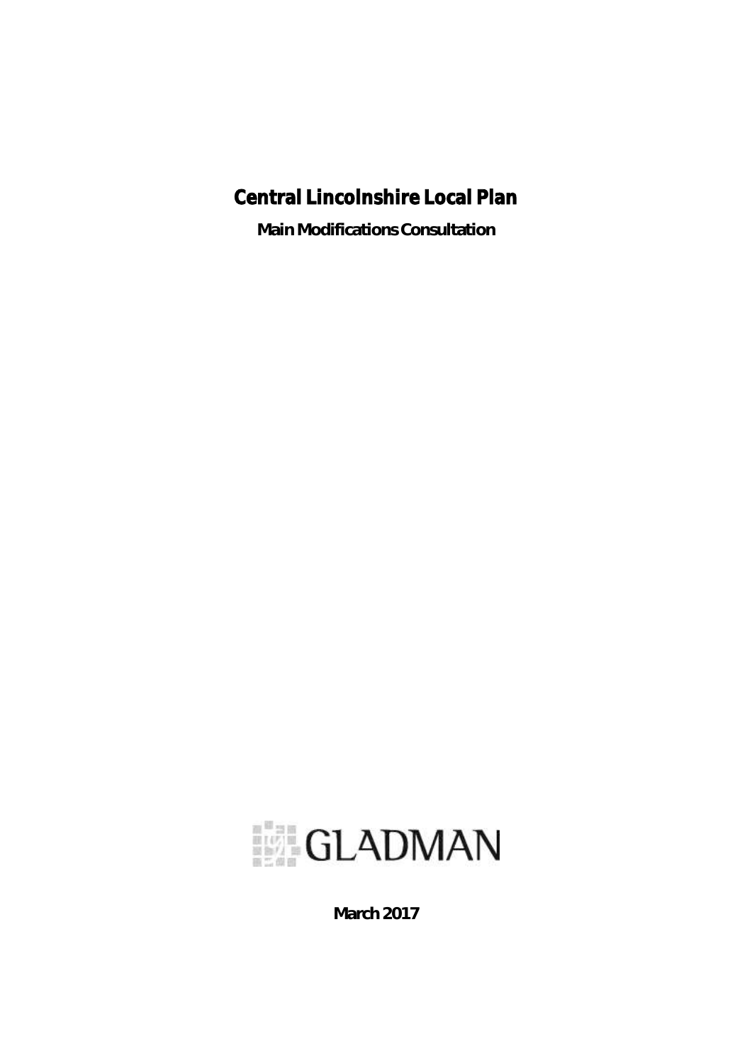# Central Lincolnshire Local Plan

**Main Modifications Consultation**

GLADMAN

**March 2017**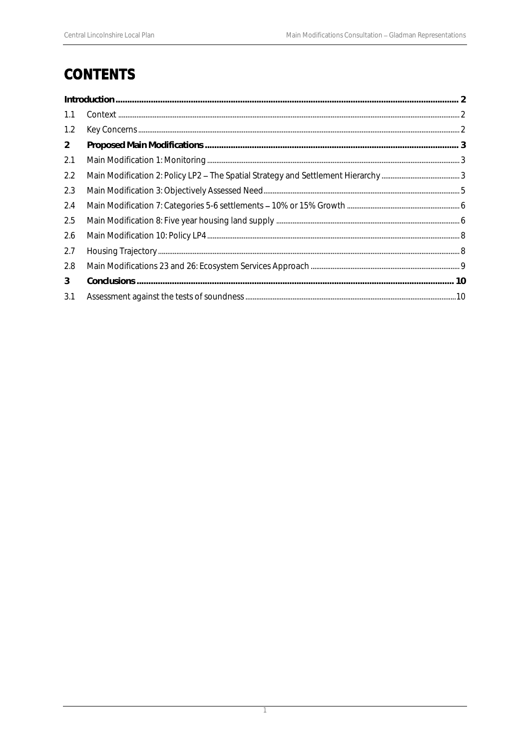# CONTENTS

| | | |
|---|---|---|
| **Introduction** | | **2** |
| 1.1 | Context | 2 |
| 1.2 | Key Concerns | 2 |
| **2** | **Proposed Main Modifications** | **3** |
| 2.1 | Main Modification 1: Monitoring | 3 |
| 2.2 | Main Modification 2: Policy LP2 – The Spatial Strategy and Settlement Hierarchy | 3 |
| 2.3 | Main Modification 3: Objectively Assessed Need | 5 |
| 2.4 | Main Modification 7: Categories 5-6 settlements – 10% or 15% Growth | 6 |
| 2.5 | Main Modification 8: Five year housing land supply | 6 |
| 2.6 | Main Modification 10: Policy LP4 | 8 |
| 2.7 | Housing Trajectory | 8 |
| 2.8 | Main Modifications 23 and 26: Ecosystem Services Approach | 9 |
| **3** | **Conclusions** | **10** |
| 3.1 | Assessment against the tests of soundness | 10 |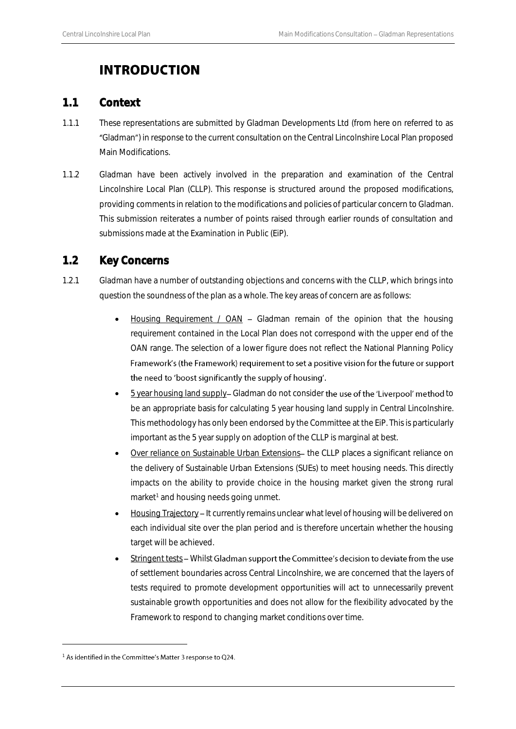# INTRODUCTION

## 1.1 Context

1.1.1 These representations are submitted by Gladman Developments Ltd (from here on referred to as "Gladman") in response to the current consultation on the Central Lincolnshire Local Plan proposed Main Modifications.

1.1.2 Gladman have been actively involved in the preparation and examination of the Central Lincolnshire Local Plan (CLLP). This response is structured around the proposed modifications, providing comments in relation to the modifications and policies of particular concern to Gladman. This submission reiterates a number of points raised through earlier rounds of consultation and submissions made at the Examination in Public (EiP).

## 1.2 Key Concerns

1.2.1 Gladman have a number of outstanding objections and concerns with the CLLP, which brings into question the soundness of the plan as a whole. The key areas of concern are as follows:

- Housing Requirement / OAN – Gladman remain of the opinion that the housing requirement contained in the Local Plan does not correspond with the upper end of the OAN range. The selection of a lower figure does not reflect the National Planning Policy Framework's (the Framework) requirement to set a positive vision for the future or support the need to 'boost significantly the supply of housing'.
- 5 year housing land supply – Gladman do not consider the use of the 'Liverpool' method to be an appropriate basis for calculating 5 year housing land supply in Central Lincolnshire. This methodology has only been endorsed by the Committee at the EiP. This is particularly important as the 5 year supply on adoption of the CLLP is marginal at best.
- Over reliance on Sustainable Urban Extensions – the CLLP places a significant reliance on the delivery of Sustainable Urban Extensions (SUEs) to meet housing needs. This directly impacts on the ability to provide choice in the housing market given the strong rural market[1] and housing needs going unmet.
- Housing Trajectory – It currently remains unclear what level of housing will be delivered on each individual site over the plan period and is therefore uncertain whether the housing target will be achieved.
- Stringent tests – Whilst Gladman support the Committee's decision to deviate from the use of settlement boundaries across Central Lincolnshire, we are concerned that the layers of tests required to promote development opportunities will act to unnecessarily prevent sustainable growth opportunities and does not allow for the flexibility advocated by the Framework to respond to changing market conditions over time.

[1] As identified in the Committee's Matter 3 response to Q24.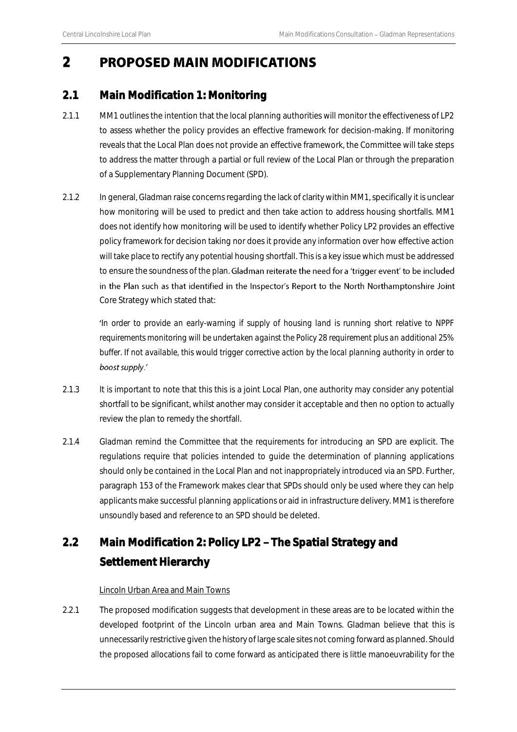# 2 PROPOSED MAIN MODIFICATIONS

## 2.1 Main Modification 1: Monitoring

2.1.1 MM1 outlines the intention that the local planning authorities will monitor the effectiveness of LP2 to assess whether the policy provides an effective framework for decision-making. If monitoring reveals that the Local Plan does not provide an effective framework, the Committee will take steps to address the matter through a partial or full review of the Local Plan or through the preparation of a Supplementary Planning Document (SPD).

2.1.2 In general, Gladman raise concerns regarding the lack of clarity within MM1, specifically it is unclear how monitoring will be used to predict and then take action to address housing shortfalls. MM1 does not identify how monitoring will be used to identify whether Policy LP2 provides an effective policy framework for decision taking nor does it provide any information over how effective action will take place to rectify any potential housing shortfall. This is a key issue which must be addressed to ensure the soundness of the plan. Gladman reiterate the need for a 'trigger event' to be included in the Plan such as that identified in the Inspector's Report to the North Northamptonshire Joint Core Strategy which stated that:

> *'In order to provide an early-warning if supply of housing land is running short relative to NPPF requirements monitoring will be undertaken against the Policy 28 requirement plus an additional 25% buffer. If not available, this would trigger corrective action by the local planning authority in order to boost supply.'*

2.1.3 It is important to note that this this is a joint Local Plan, one authority may consider any potential shortfall to be significant, whilst another may consider it acceptable and then no option to actually review the plan to remedy the shortfall.

2.1.4 Gladman remind the Committee that the requirements for introducing an SPD are explicit. The regulations require that policies intended to guide the determination of planning applications should only be contained in the Local Plan and not inappropriately introduced via an SPD. Further, paragraph 153 of the Framework makes clear that SPDs should only be used where they can help applicants make successful planning applications or aid in infrastructure delivery. MM1 is therefore unsoundly based and reference to an SPD should be deleted.

## 2.2 Main Modification 2: Policy LP2 – The Spatial Strategy and Settlement Hierarchy

Lincoln Urban Area and Main Towns

2.2.1 The proposed modification suggests that development in these areas are to be located within the developed footprint of the Lincoln urban area and Main Towns. Gladman believe that this is unnecessarily restrictive given the history of large scale sites not coming forward as planned. Should the proposed allocations fail to come forward as anticipated there is little manoeuvrability for the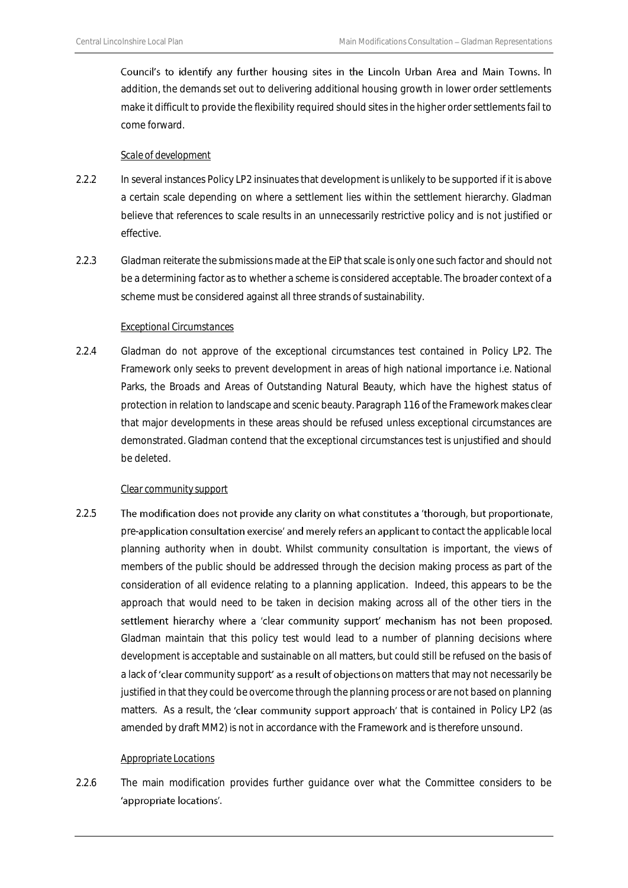Council's to identify any further housing sites in the Lincoln Urban Area and Main Towns. In addition, the demands set out to delivering additional housing growth in lower order settlements make it difficult to provide the flexibility required should sites in the higher order settlements fail to come forward.

*Scale of development*

2.2.2 In several instances Policy LP2 insinuates that development is unlikely to be supported if it is above a certain scale depending on where a settlement lies within the settlement hierarchy. Gladman believe that references to scale results in an unnecessarily restrictive policy and is not justified or effective.

2.2.3 Gladman reiterate the submissions made at the EiP that scale is only one such factor and should not be a determining factor as to whether a scheme is considered acceptable. The broader context of a scheme must be considered against all three strands of sustainability.

*Exceptional Circumstances*

2.2.4 Gladman do not approve of the exceptional circumstances test contained in Policy LP2. The Framework only seeks to prevent development in areas of high national importance i.e. National Parks, the Broads and Areas of Outstanding Natural Beauty, which have the highest status of protection in relation to landscape and scenic beauty. Paragraph 116 of the Framework makes clear that major developments in these areas should be refused unless exceptional circumstances are demonstrated. Gladman contend that the exceptional circumstances test is unjustified and should be deleted.

*Clear community support*

2.2.5 The modification does not provide any clarity on what constitutes a 'thorough, but proportionate, pre-application consultation exercise' and merely refers an applicant to contact the applicable local planning authority when in doubt. Whilst community consultation is important, the views of members of the public should be addressed through the decision making process as part of the consideration of all evidence relating to a planning application. Indeed, this appears to be the approach that would need to be taken in decision making across all of the other tiers in the settlement hierarchy where a 'clear community support' mechanism has not been proposed. Gladman maintain that this policy test would lead to a number of planning decisions where development is acceptable and sustainable on all matters, but could still be refused on the basis of a lack of 'clear community support' as a result of objections on matters that may not necessarily be justified in that they could be overcome through the planning process or are not based on planning matters. As a result, the 'clear community support approach' that is contained in Policy LP2 (as amended by draft MM2) is not in accordance with the Framework and is therefore unsound.

*Appropriate Locations*

2.2.6 The main modification provides further guidance over what the Committee considers to be 'appropriate locations'.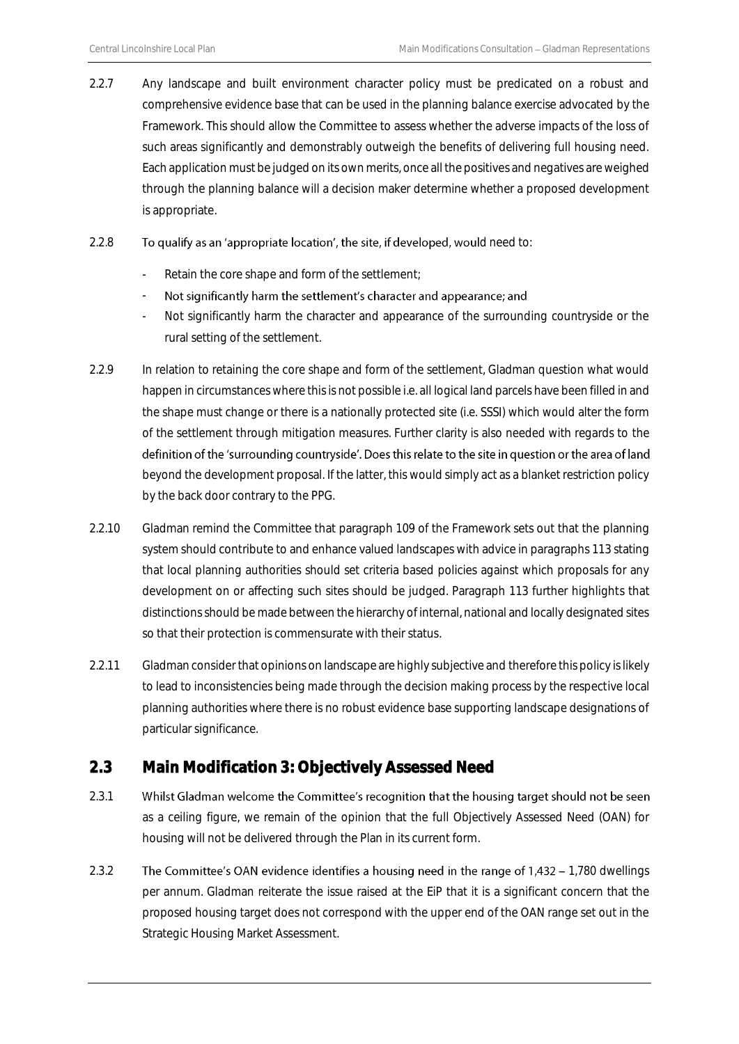2.2.7 Any landscape and built environment character policy must be predicated on a robust and comprehensive evidence base that can be used in the planning balance exercise advocated by the Framework. This should allow the Committee to assess whether the adverse impacts of the loss of such areas significantly and demonstrably outweigh the benefits of delivering full housing need. Each application must be judged on its own merits, once all the positives and negatives are weighed through the planning balance will a decision maker determine whether a proposed development is appropriate.

2.2.8 To qualify as an 'appropriate location', the site, if developed, would need to:

- Retain the core shape and form of the settlement;
- Not significantly harm the settlement's character and appearance; and
- Not significantly harm the character and appearance of the surrounding countryside or the rural setting of the settlement.

2.2.9 In relation to retaining the core shape and form of the settlement, Gladman question what would happen in circumstances where this is not possible i.e. all logical land parcels have been filled in and the shape must change or there is a nationally protected site (i.e. SSSI) which would alter the form of the settlement through mitigation measures. Further clarity is also needed with regards to the definition of the 'surrounding countryside'. Does this relate to the site in question or the area of land beyond the development proposal. If the latter, this would simply act as a blanket restriction policy by the back door contrary to the PPG.

2.2.10 Gladman remind the Committee that paragraph 109 of the Framework sets out that the planning system should contribute to and enhance valued landscapes with advice in paragraphs 113 stating that local planning authorities should set criteria based policies against which proposals for any development on or affecting such sites should be judged. Paragraph 113 further highlights that distinctions should be made between the hierarchy of internal, national and locally designated sites so that their protection is commensurate with their status.

2.2.11 Gladman consider that opinions on landscape are highly subjective and therefore this policy is likely to lead to inconsistencies being made through the decision making process by the respective local planning authorities where there is no robust evidence base supporting landscape designations of particular significance.

## 2.3 Main Modification 3: Objectively Assessed Need

2.3.1 Whilst Gladman welcome the Committee's recognition that the housing target should not be seen as a ceiling figure, we remain of the opinion that the full Objectively Assessed Need (OAN) for housing will not be delivered through the Plan in its current form.

2.3.2 The Committee's OAN evidence identifies a housing need in the range of 1,432 – 1,780 dwellings per annum. Gladman reiterate the issue raised at the EiP that it is a significant concern that the proposed housing target does not correspond with the upper end of the OAN range set out in the Strategic Housing Market Assessment.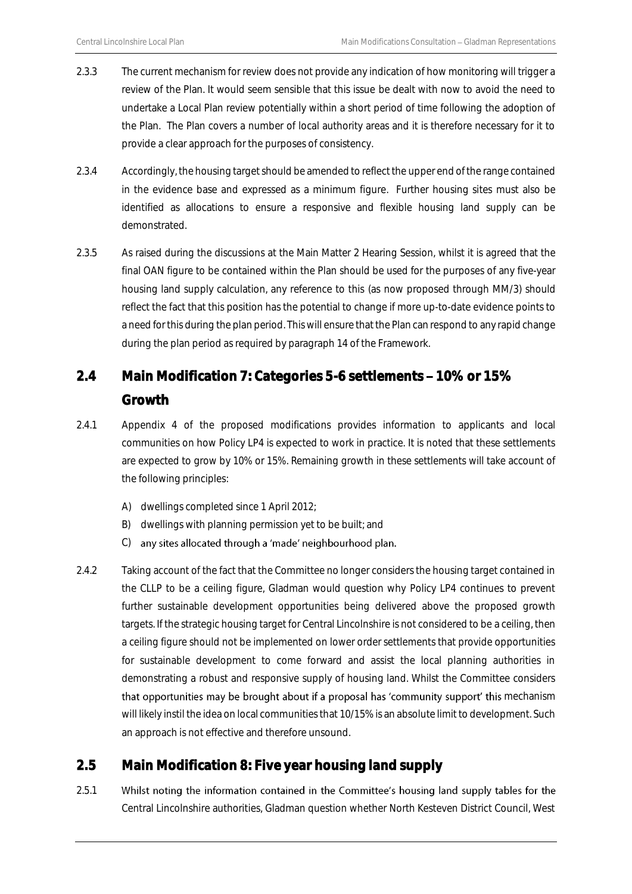2.3.3 The current mechanism for review does not provide any indication of how monitoring will trigger a review of the Plan. It would seem sensible that this issue be dealt with now to avoid the need to undertake a Local Plan review potentially within a short period of time following the adoption of the Plan. The Plan covers a number of local authority areas and it is therefore necessary for it to provide a clear approach for the purposes of consistency.

2.3.4 Accordingly, the housing target should be amended to reflect the upper end of the range contained in the evidence base and expressed as a minimum figure. Further housing sites must also be identified as allocations to ensure a responsive and flexible housing land supply can be demonstrated.

2.3.5 As raised during the discussions at the Main Matter 2 Hearing Session, whilst it is agreed that the final OAN figure to be contained within the Plan should be used for the purposes of any five-year housing land supply calculation, any reference to this (as now proposed through MM/3) should reflect the fact that this position has the potential to change if more up-to-date evidence points to a need for this during the plan period. This will ensure that the Plan can respond to any rapid change during the plan period as required by paragraph 14 of the Framework.

## 2.4 Main Modification 7: Categories 5-6 settlements – 10% or 15% Growth

2.4.1 Appendix 4 of the proposed modifications provides information to applicants and local communities on how Policy LP4 is expected to work in practice. It is noted that these settlements are expected to grow by 10% or 15%. Remaining growth in these settlements will take account of the following principles:

A) dwellings completed since 1 April 2012;
B) dwellings with planning permission yet to be built; and
C) any sites allocated through a 'made' neighbourhood plan.

2.4.2 Taking account of the fact that the Committee no longer considers the housing target contained in the CLLP to be a ceiling figure, Gladman would question why Policy LP4 continues to prevent further sustainable development opportunities being delivered above the proposed growth targets. If the strategic housing target for Central Lincolnshire is not considered to be a ceiling, then a ceiling figure should not be implemented on lower order settlements that provide opportunities for sustainable development to come forward and assist the local planning authorities in demonstrating a robust and responsive supply of housing land. Whilst the Committee considers that opportunities may be brought about if a proposal has 'community support' this mechanism will likely instil the idea on local communities that 10/15% is an absolute limit to development. Such an approach is not effective and therefore unsound.

## 2.5 Main Modification 8: Five year housing land supply

2.5.1 Whilst noting the information contained in the Committee's housing land supply tables for the Central Lincolnshire authorities, Gladman question whether North Kesteven District Council, West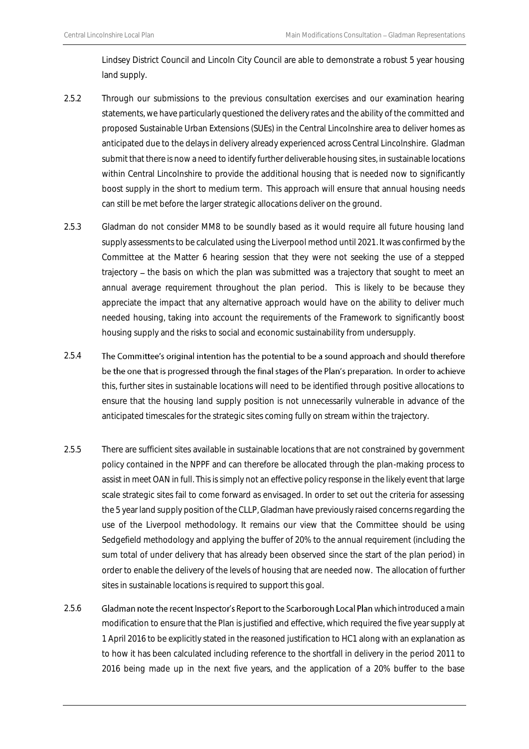Lindsey District Council and Lincoln City Council are able to demonstrate a robust 5 year housing land supply.

2.5.2 Through our submissions to the previous consultation exercises and our examination hearing statements, we have particularly questioned the delivery rates and the ability of the committed and proposed Sustainable Urban Extensions (SUEs) in the Central Lincolnshire area to deliver homes as anticipated due to the delays in delivery already experienced across Central Lincolnshire. Gladman submit that there is now a need to identify further deliverable housing sites, in sustainable locations within Central Lincolnshire to provide the additional housing that is needed now to significantly boost supply in the short to medium term. This approach will ensure that annual housing needs can still be met before the larger strategic allocations deliver on the ground.

2.5.3 Gladman do not consider MM8 to be soundly based as it would require all future housing land supply assessments to be calculated using the Liverpool method until 2021. It was confirmed by the Committee at the Matter 6 hearing session that they were not seeking the use of a stepped trajectory – the basis on which the plan was submitted was a trajectory that sought to meet an annual average requirement throughout the plan period. This is likely to be because they appreciate the impact that any alternative approach would have on the ability to deliver much needed housing, taking into account the requirements of the Framework to significantly boost housing supply and the risks to social and economic sustainability from undersupply.

2.5.4 The Committee's original intention has the potential to be a sound approach and should therefore be the one that is progressed through the final stages of the Plan's preparation. In order to achieve this, further sites in sustainable locations will need to be identified through positive allocations to ensure that the housing land supply position is not unnecessarily vulnerable in advance of the anticipated timescales for the strategic sites coming fully on stream within the trajectory.

2.5.5 There are sufficient sites available in sustainable locations that are not constrained by government policy contained in the NPPF and can therefore be allocated through the plan-making process to assist in meet OAN in full. This is simply not an effective policy response in the likely event that large scale strategic sites fail to come forward as envisaged. In order to set out the criteria for assessing the 5 year land supply position of the CLLP, Gladman have previously raised concerns regarding the use of the Liverpool methodology. It remains our view that the Committee should be using Sedgefield methodology and applying the buffer of 20% to the annual requirement (including the sum total of under delivery that has already been observed since the start of the plan period) in order to enable the delivery of the levels of housing that are needed now. The allocation of further sites in sustainable locations is required to support this goal.

2.5.6 Gladman note the recent Inspector's Report to the Scarborough Local Plan which introduced a main modification to ensure that the Plan is justified and effective, which required the five year supply at 1 April 2016 to be explicitly stated in the reasoned justification to HC1 along with an explanation as to how it has been calculated including reference to the shortfall in delivery in the period 2011 to 2016 being made up in the next five years, and the application of a 20% buffer to the base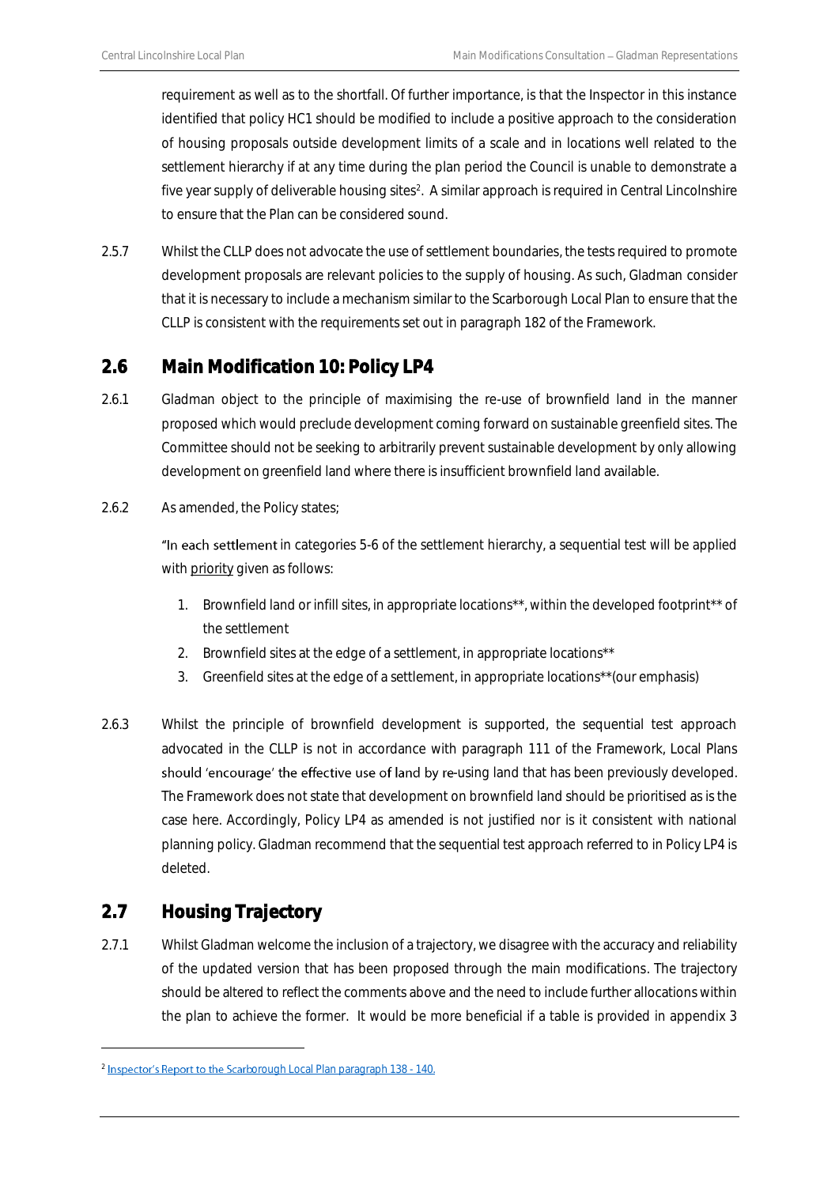requirement as well as to the shortfall. Of further importance, is that the Inspector in this instance identified that policy HC1 should be modified to include a positive approach to the consideration of housing proposals outside development limits of a scale and in locations well related to the settlement hierarchy if at any time during the plan period the Council is unable to demonstrate a five year supply of deliverable housing sites[2]. A similar approach is required in Central Lincolnshire to ensure that the Plan can be considered sound.

2.5.7 Whilst the CLLP does not advocate the use of settlement boundaries, the tests required to promote development proposals are relevant policies to the supply of housing. As such, Gladman consider that it is necessary to include a mechanism similar to the Scarborough Local Plan to ensure that the CLLP is consistent with the requirements set out in paragraph 182 of the Framework.

## 2.6 Main Modification 10: Policy LP4

2.6.1 Gladman object to the principle of maximising the re-use of brownfield land in the manner proposed which would preclude development coming forward on sustainable greenfield sites. The Committee should not be seeking to arbitrarily prevent sustainable development by only allowing development on greenfield land where there is insufficient brownfield land available.

2.6.2 As amended, the Policy states;

"In each settlement in categories 5-6 of the settlement hierarchy, a sequential test will be applied with <u>priority</u> given as follows:

1. Brownfield land or infill sites, in appropriate locations**, within the developed footprint** of the settlement
2. Brownfield sites at the edge of a settlement, in appropriate locations**
3. Greenfield sites at the edge of a settlement, in appropriate locations**(our emphasis)

2.6.3 Whilst the principle of brownfield development is supported, the sequential test approach advocated in the CLLP is not in accordance with paragraph 111 of the Framework, Local Plans should 'encourage' the effective use of land by re-using land that has been previously developed. The Framework does not state that development on brownfield land should be prioritised as is the case here. Accordingly, Policy LP4 as amended is not justified nor is it consistent with national planning policy. Gladman recommend that the sequential test approach referred to in Policy LP4 is deleted.

## 2.7 Housing Trajectory

2.7.1 Whilst Gladman welcome the inclusion of a trajectory, we disagree with the accuracy and reliability of the updated version that has been proposed through the main modifications. The trajectory should be altered to reflect the comments above and the need to include further allocations within the plan to achieve the former. It would be more beneficial if a table is provided in appendix 3

---

[2] Inspector's Report to the Scarborough Local Plan paragraph 138 - 140.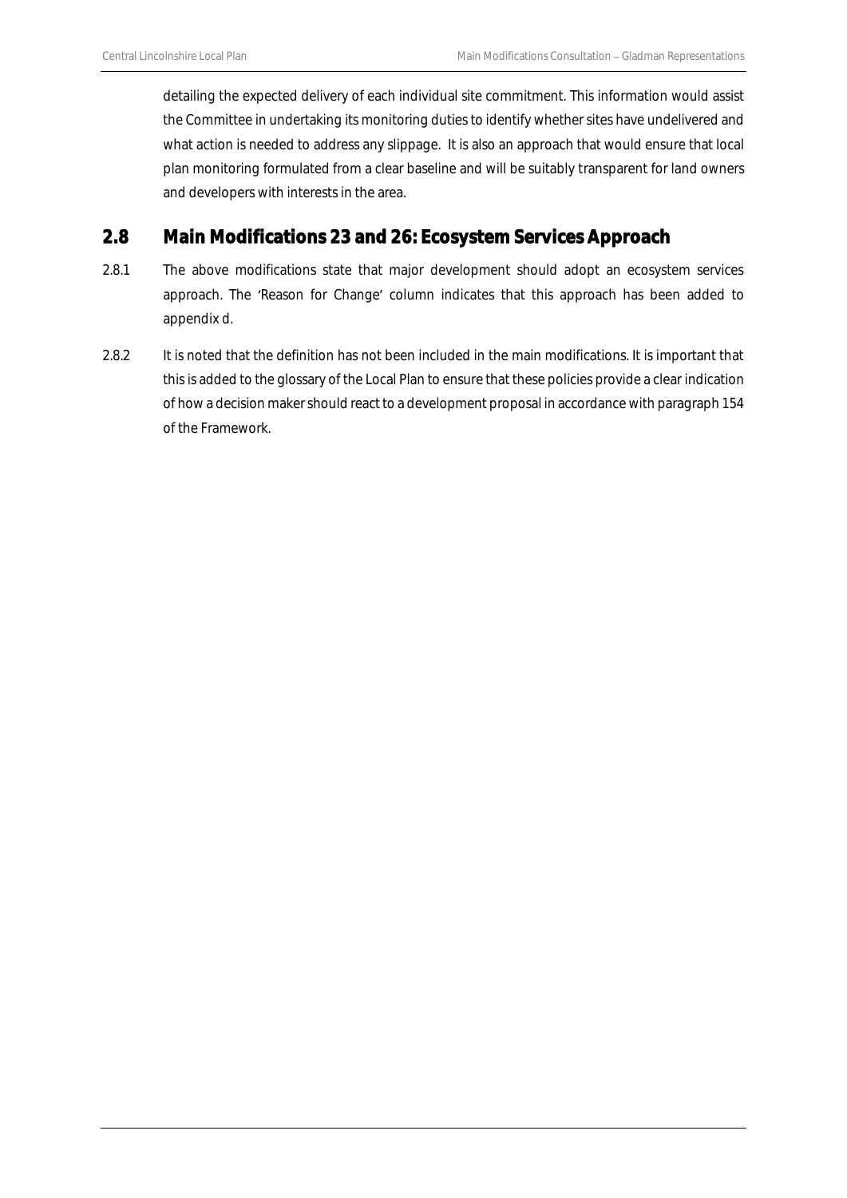detailing the expected delivery of each individual site commitment. This information would assist the Committee in undertaking its monitoring duties to identify whether sites have undelivered and what action is needed to address any slippage. It is also an approach that would ensure that local plan monitoring formulated from a clear baseline and will be suitably transparent for land owners and developers with interests in the area.

## 2.8 Main Modifications 23 and 26: Ecosystem Services Approach

2.8.1 The above modifications state that major development should adopt an ecosystem services approach. The 'Reason for Change' column indicates that this approach has been added to appendix d.

2.8.2 It is noted that the definition has not been included in the main modifications. It is important that this is added to the glossary of the Local Plan to ensure that these policies provide a clear indication of how a decision maker should react to a development proposal in accordance with paragraph 154 of the Framework.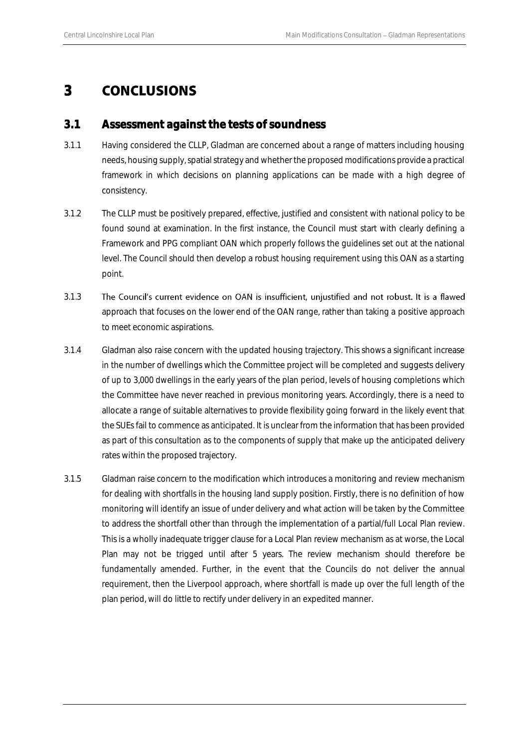# 3 CONCLUSIONS

## 3.1 Assessment against the tests of soundness

3.1.1 Having considered the CLLP, Gladman are concerned about a range of matters including housing needs, housing supply, spatial strategy and whether the proposed modifications provide a practical framework in which decisions on planning applications can be made with a high degree of consistency.

3.1.2 The CLLP must be positively prepared, effective, justified and consistent with national policy to be found sound at examination. In the first instance, the Council must start with clearly defining a Framework and PPG compliant OAN which properly follows the guidelines set out at the national level. The Council should then develop a robust housing requirement using this OAN as a starting point.

3.1.3 The Council's current evidence on OAN is insufficient, unjustified and not robust. It is a flawed approach that focuses on the lower end of the OAN range, rather than taking a positive approach to meet economic aspirations.

3.1.4 Gladman also raise concern with the updated housing trajectory. This shows a significant increase in the number of dwellings which the Committee project will be completed and suggests delivery of up to 3,000 dwellings in the early years of the plan period, levels of housing completions which the Committee have never reached in previous monitoring years. Accordingly, there is a need to allocate a range of suitable alternatives to provide flexibility going forward in the likely event that the SUEs fail to commence as anticipated. It is unclear from the information that has been provided as part of this consultation as to the components of supply that make up the anticipated delivery rates within the proposed trajectory.

3.1.5 Gladman raise concern to the modification which introduces a monitoring and review mechanism for dealing with shortfalls in the housing land supply position. Firstly, there is no definition of how monitoring will identify an issue of under delivery and what action will be taken by the Committee to address the shortfall other than through the implementation of a partial/full Local Plan review. This is a wholly inadequate trigger clause for a Local Plan review mechanism as at worse, the Local Plan may not be trigged until after 5 years. The review mechanism should therefore be fundamentally amended. Further, in the event that the Councils do not deliver the annual requirement, then the Liverpool approach, where shortfall is made up over the full length of the plan period, will do little to rectify under delivery in an expedited manner.